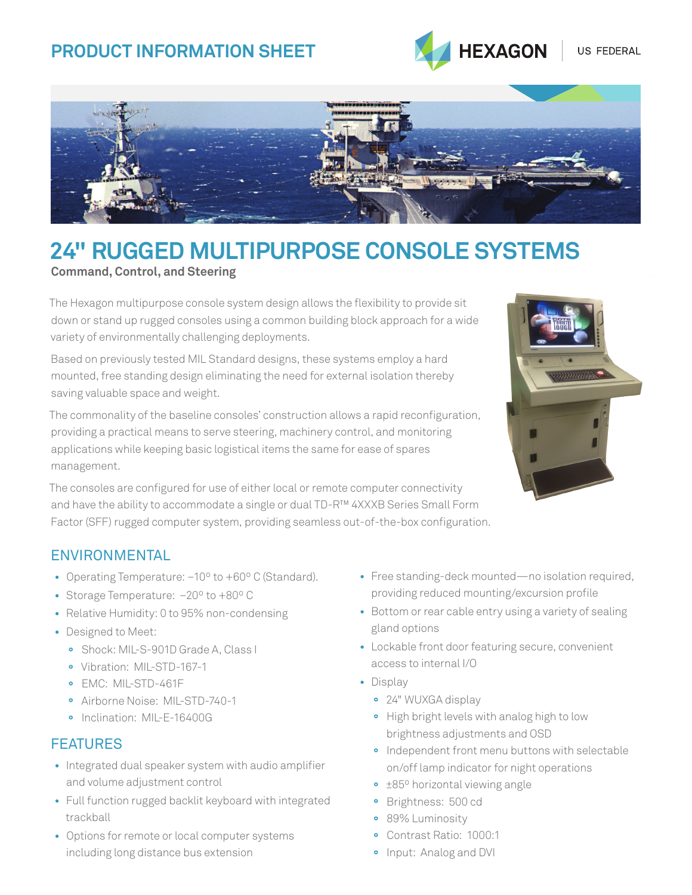PRODUCT INFORMATION SHEET

HEXAGON | US FEDERAL

# 24" RUGGED MULTIPURPOSE CONSOLE SYSTEMS

**Command, Control, and Steering**

The Hexagon multipurpose console system design allows the flexibility to provide sit down or stand up rugged consoles using a common building block approach for a wide variety of environmentally challenging deployments.

Based on previously tested MIL Standard designs, these systems employ a hard mounted, free standing design eliminating the need for external isolation thereby saving valuable space and weight.

The commonality of the baseline consoles' construction allows a rapid reconfiguration, providing a practical means to serve steering, machinery control, and monitoring applications while keeping basic logistical items the same for ease of spares management.

The consoles are configured for use of either local or remote computer connectivity and have the ability to accommodate a single or dual TD-R™ 4XXXB Series Small Form Factor (SFF) rugged computer system, providing seamless out-of-the-box configuration.

## ENVIRONMENTAL

- Operating Temperature: –10º to +60º C (Standard).
- Storage Temperature: –20º to +80º C
- Relative Humidity: 0 to 95% non-condensing
- Designed to Meet:
  - Shock: MIL-S-901D Grade A, Class I
  - Vibration: MIL-STD-167-1
  - EMC: MIL-STD-461F
  - Airborne Noise: MIL-STD-740-1
  - Inclination: MIL-E-16400G

## FEATURES

- Integrated dual speaker system with audio amplifier and volume adjustment control
- Full function rugged backlit keyboard with integrated trackball
- Options for remote or local computer systems including long distance bus extension
- Free standing-deck mounted—no isolation required, providing reduced mounting/excursion profile
- Bottom or rear cable entry using a variety of sealing gland options
- Lockable front door featuring secure, convenient access to internal I/O
- Display
  - 24" WUXGA display
  - High bright levels with analog high to low brightness adjustments and OSD
  - Independent front menu buttons with selectable on/off lamp indicator for night operations
  - ±85º horizontal viewing angle
  - Brightness: 500 cd
  - 89% Luminosity
  - Contrast Ratio: 1000:1
  - Input: Analog and DVI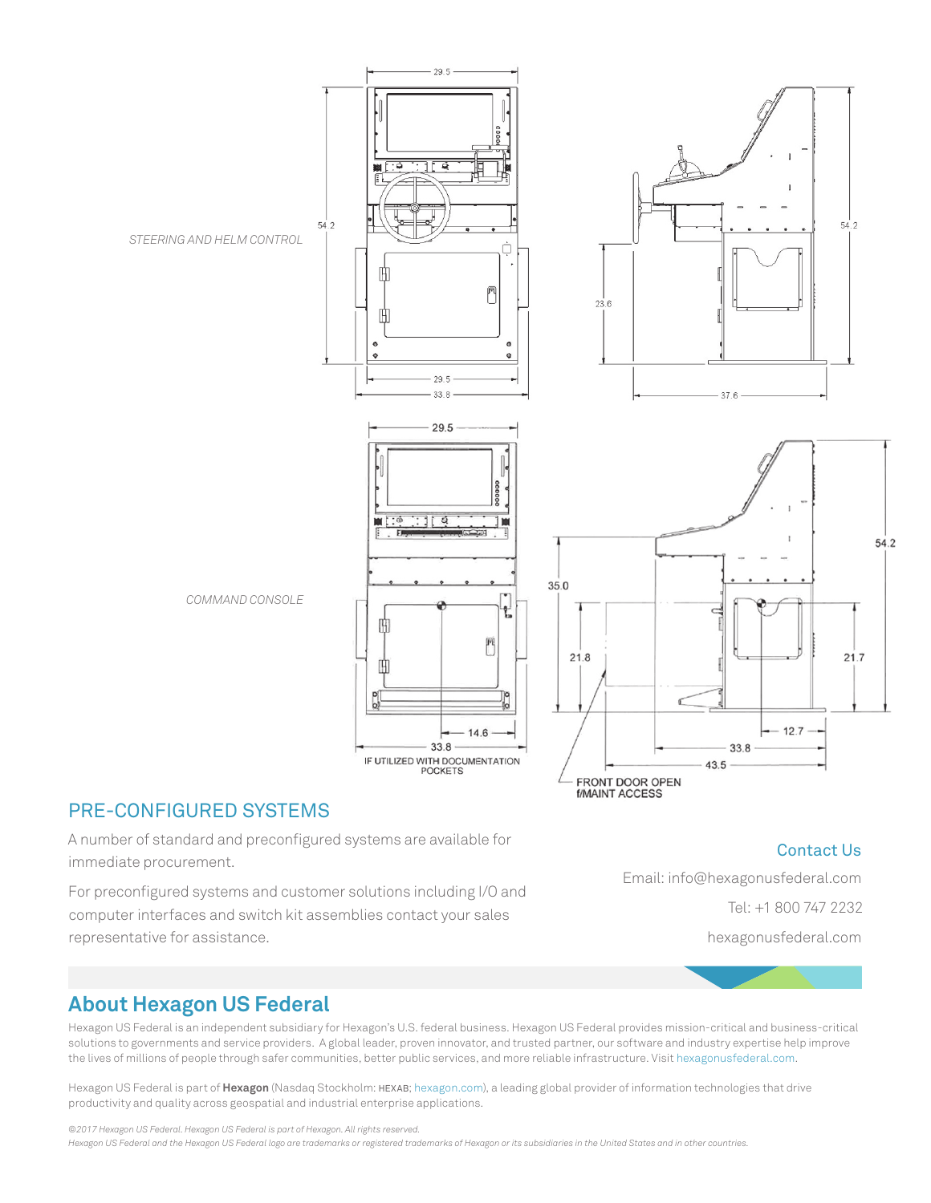STEERING AND HELM CONTROL

29.5

54.2

29.5

33.8

23.6

54.2

37.6

COMMAND CONSOLE

29.5

35.0

21.8

54.2

21.7

14.6

33.8

IF UTILIZED WITH DOCUMENTATION POCKETS

12.7

33.8

43.5

FRONT DOOR OPEN f/MAINT ACCESS

## PRE-CONFIGURED SYSTEMS

A number of standard and preconfigured systems are available for immediate procurement.

For preconfigured systems and customer solutions including I/O and computer interfaces and switch kit assemblies contact your sales representative for assistance.

### Contact Us

Email: info@hexagonusfederal.com

Tel: +1 800 747 2232

hexagonusfederal.com

## About Hexagon US Federal

Hexagon US Federal is an independent subsidiary for Hexagon's U.S. federal business. Hexagon US Federal provides mission-critical and business-critical solutions to governments and service providers. A global leader, proven innovator, and trusted partner, our software and industry expertise help improve the lives of millions of people through safer communities, better public services, and more reliable infrastructure. Visit hexagonusfederal.com.

Hexagon US Federal is part of **Hexagon** (Nasdaq Stockholm: HEXAB; hexagon.com), a leading global provider of information technologies that drive productivity and quality across geospatial and industrial enterprise applications.

*©2017 Hexagon US Federal. Hexagon US Federal is part of Hexagon. All rights reserved.*
*Hexagon US Federal and the Hexagon US Federal logo are trademarks or registered trademarks of Hexagon or its subsidiaries in the United States and in other countries.*